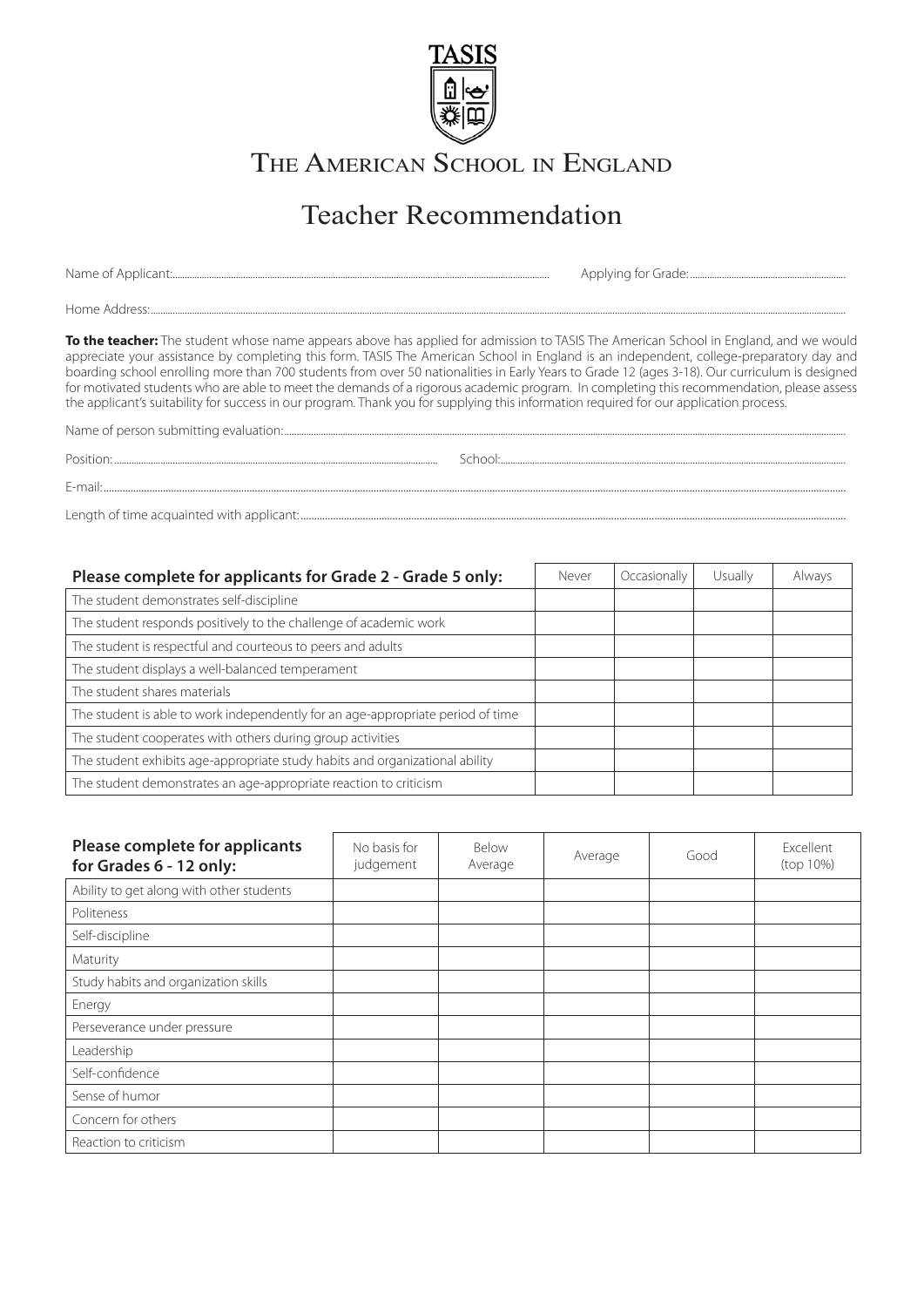TASIS

# The American School in England

## Teacher Recommendation

Name of Applicant:............................................ Applying for Grade:............................

Home Address:............................................................................................

**To the teacher:** The student whose name appears above has applied for admission to TASIS The American School in England, and we would appreciate your assistance by completing this form. TASIS The American School in England is an independent, college-preparatory day and boarding school enrolling more than 700 students from over 50 nationalities in Early Years to Grade 12 (ages 3-18). Our curriculum is designed for motivated students who are able to meet the demands of a rigorous academic program. In completing this recommendation, please assess the applicant's suitability for success in our program. Thank you for supplying this information required for our application process.

Name of person submitting evaluation:............................................................

Position:............................................ School:............................................

E-mail:............................................................................................

Length of time acquainted with applicant:............................................................

| Please complete for applicants for Grade 2 - Grade 5 only: | Never | Occasionally | Usually | Always |
|---|---|---|---|---|
| The student demonstrates self-discipline | | | | |
| The student responds positively to the challenge of academic work | | | | |
| The student is respectful and courteous to peers and adults | | | | |
| The student displays a well-balanced temperament | | | | |
| The student shares materials | | | | |
| The student is able to work independently for an age-appropriate period of time | | | | |
| The student cooperates with others during group activities | | | | |
| The student exhibits age-appropriate study habits and organizational ability | | | | |
| The student demonstrates an age-appropriate reaction to criticism | | | | |

| Please complete for applicants for Grades 6 - 12 only: | No basis for judgement | Below Average | Average | Good | Excellent (top 10%) |
|---|---|---|---|---|---|
| Ability to get along with other students | | | | | |
| Politeness | | | | | |
| Self-discipline | | | | | |
| Maturity | | | | | |
| Study habits and organization skills | | | | | |
| Energy | | | | | |
| Perseverance under pressure | | | | | |
| Leadership | | | | | |
| Self-confidence | | | | | |
| Sense of humor | | | | | |
| Concern for others | | | | | |
| Reaction to criticism | | | | | |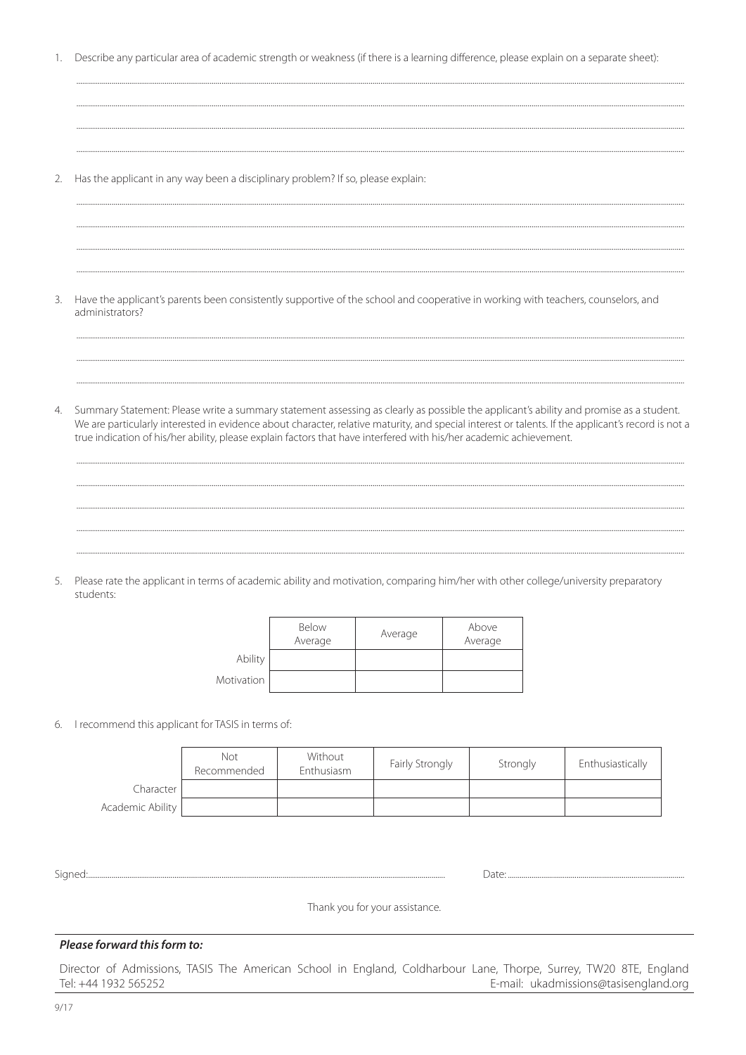1. Describe any particular area of academic strength or weakness (if there is a learning difference, please explain on a separate sheet):

2. Has the applicant in any way been a disciplinary problem? If so, please explain:

3. Have the applicant's parents been consistently supportive of the school and cooperative in working with teachers, counselors, and administrators?

4. Summary Statement: Please write a summary statement assessing as clearly as possible the applicant's ability and promise as a student. We are particularly interested in evidence about character, relative maturity, and special interest or talents. If the applicant's record is not a true indication of his/her ability, please explain factors that have interfered with his/her academic achievement.

5. Please rate the applicant in terms of academic ability and motivation, comparing him/her with other college/university preparatory students:

| | Below Average | Average | Above Average |
|---|---|---|---|
| Ability | | | |
| Motivation | | | |

6. I recommend this applicant for TASIS in terms of:

| | Not Recommended | Without Enthusiasm | Fairly Strongly | Strongly | Enthusiastically |
|---|---|---|---|---|---|
| Character | | | | | |
| Academic Ability | | | | | |

Signed:.................................................... Date:....................................

Thank you for your assistance.

***Please forward this form to:***

Director of Admissions, TASIS The American School in England, Coldharbour Lane, Thorpe, Surrey, TW20 8TE, England
Tel: +44 1932 565252 E-mail: ukadmissions@tasisengland.org

9/17